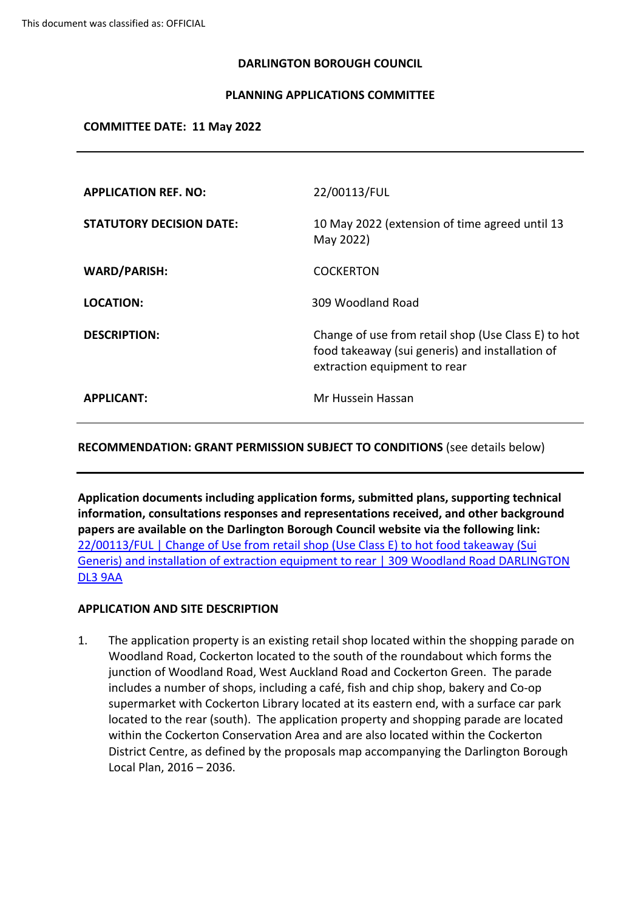This document was classified as: OFFICIAL

**DARLINGTON BOROUGH COUNCIL**

**PLANNING APPLICATIONS COMMITTEE**

**COMMITTEE DATE: 11 May 2022**

---

| | |
|---|---|
| **APPLICATION REF. NO:** | 22/00113/FUL |
| **STATUTORY DECISION DATE:** | 10 May 2022 (extension of time agreed until 13 May 2022) |
| **WARD/PARISH:** | COCKERTON |
| **LOCATION:** | 309 Woodland Road |
| **DESCRIPTION:** | Change of use from retail shop (Use Class E) to hot food takeaway (sui generis) and installation of extraction equipment to rear |
| **APPLICANT:** | Mr Hussein Hassan |

---

**RECOMMENDATION: GRANT PERMISSION SUBJECT TO CONDITIONS** (see details below)

---

**Application documents including application forms, submitted plans, supporting technical information, consultations responses and representations received, and other background papers are available on the Darlington Borough Council website via the following link:** 22/00113/FUL | Change of Use from retail shop (Use Class E) to hot food takeaway (Sui Generis) and installation of extraction equipment to rear | 309 Woodland Road DARLINGTON DL3 9AA

**APPLICATION AND SITE DESCRIPTION**

1. The application property is an existing retail shop located within the shopping parade on Woodland Road, Cockerton located to the south of the roundabout which forms the junction of Woodland Road, West Auckland Road and Cockerton Green. The parade includes a number of shops, including a café, fish and chip shop, bakery and Co-op supermarket with Cockerton Library located at its eastern end, with a surface car park located to the rear (south). The application property and shopping parade are located within the Cockerton Conservation Area and are also located within the Cockerton District Centre, as defined by the proposals map accompanying the Darlington Borough Local Plan, 2016 – 2036.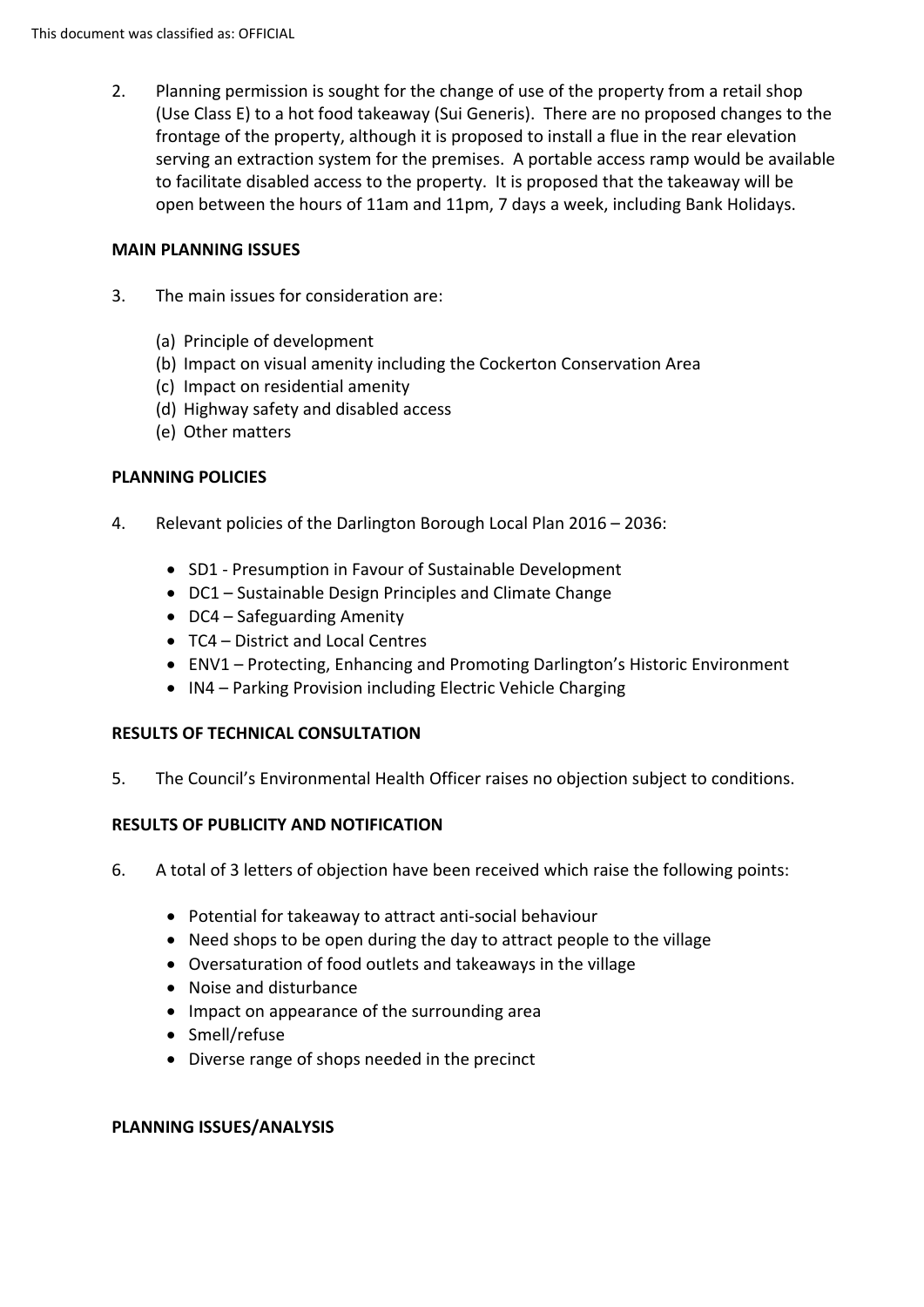2. Planning permission is sought for the change of use of the property from a retail shop (Use Class E) to a hot food takeaway (Sui Generis). There are no proposed changes to the frontage of the property, although it is proposed to install a flue in the rear elevation serving an extraction system for the premises. A portable access ramp would be available to facilitate disabled access to the property. It is proposed that the takeaway will be open between the hours of 11am and 11pm, 7 days a week, including Bank Holidays.

**MAIN PLANNING ISSUES**

3. The main issues for consideration are:

   (a) Principle of development
   (b) Impact on visual amenity including the Cockerton Conservation Area
   (c) Impact on residential amenity
   (d) Highway safety and disabled access
   (e) Other matters

**PLANNING POLICIES**

4. Relevant policies of the Darlington Borough Local Plan 2016 – 2036:

   - SD1 - Presumption in Favour of Sustainable Development
   - DC1 – Sustainable Design Principles and Climate Change
   - DC4 – Safeguarding Amenity
   - TC4 – District and Local Centres
   - ENV1 – Protecting, Enhancing and Promoting Darlington's Historic Environment
   - IN4 – Parking Provision including Electric Vehicle Charging

**RESULTS OF TECHNICAL CONSULTATION**

5. The Council's Environmental Health Officer raises no objection subject to conditions.

**RESULTS OF PUBLICITY AND NOTIFICATION**

6. A total of 3 letters of objection have been received which raise the following points:

   - Potential for takeaway to attract anti-social behaviour
   - Need shops to be open during the day to attract people to the village
   - Oversaturation of food outlets and takeaways in the village
   - Noise and disturbance
   - Impact on appearance of the surrounding area
   - Smell/refuse
   - Diverse range of shops needed in the precinct

**PLANNING ISSUES/ANALYSIS**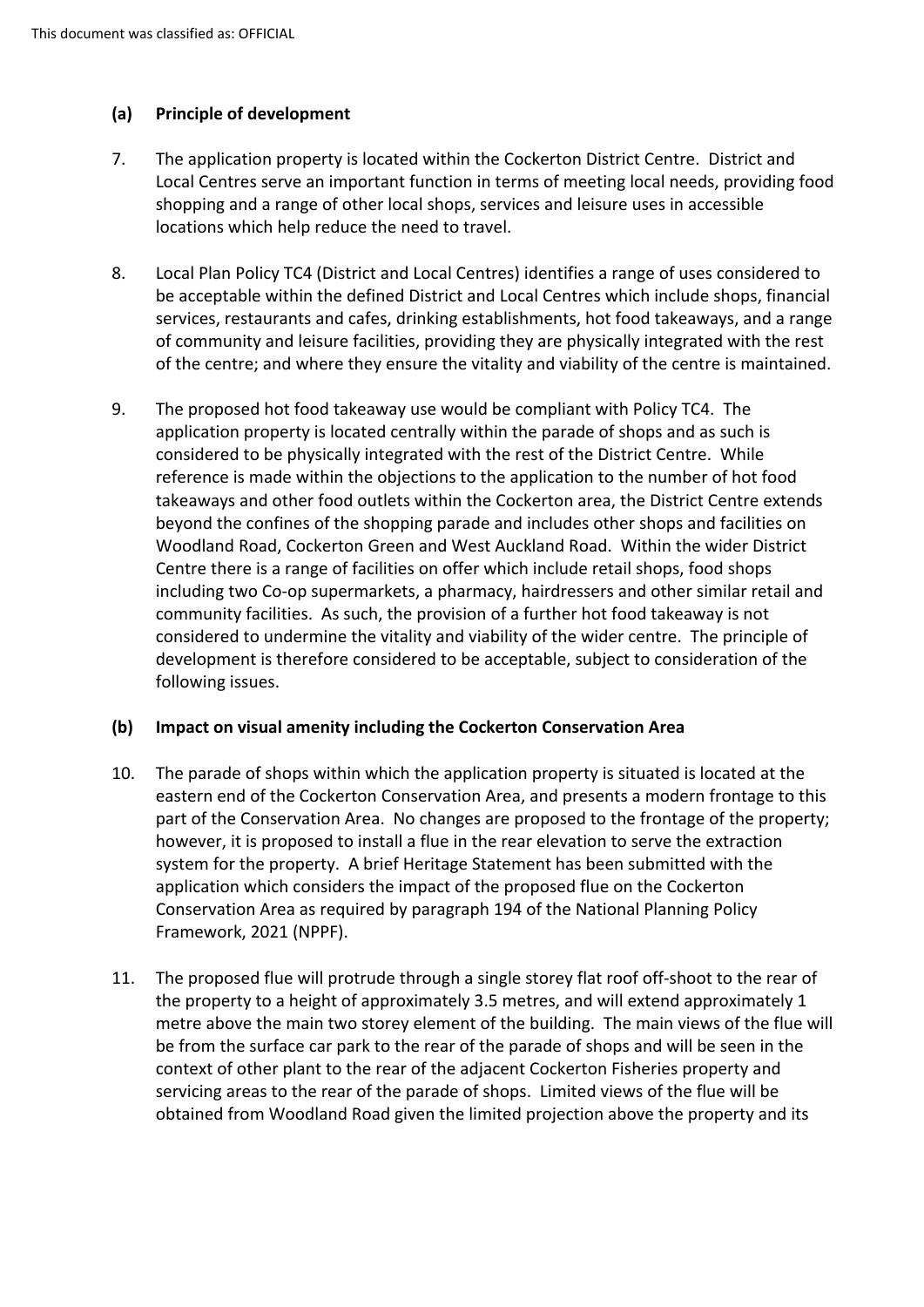### (a) Principle of development

7. The application property is located within the Cockerton District Centre. District and Local Centres serve an important function in terms of meeting local needs, providing food shopping and a range of other local shops, services and leisure uses in accessible locations which help reduce the need to travel.

8. Local Plan Policy TC4 (District and Local Centres) identifies a range of uses considered to be acceptable within the defined District and Local Centres which include shops, financial services, restaurants and cafes, drinking establishments, hot food takeaways, and a range of community and leisure facilities, providing they are physically integrated with the rest of the centre; and where they ensure the vitality and viability of the centre is maintained.

9. The proposed hot food takeaway use would be compliant with Policy TC4. The application property is located centrally within the parade of shops and as such is considered to be physically integrated with the rest of the District Centre. While reference is made within the objections to the application to the number of hot food takeaways and other food outlets within the Cockerton area, the District Centre extends beyond the confines of the shopping parade and includes other shops and facilities on Woodland Road, Cockerton Green and West Auckland Road. Within the wider District Centre there is a range of facilities on offer which include retail shops, food shops including two Co-op supermarkets, a pharmacy, hairdressers and other similar retail and community facilities. As such, the provision of a further hot food takeaway is not considered to undermine the vitality and viability of the wider centre. The principle of development is therefore considered to be acceptable, subject to consideration of the following issues.

### (b) Impact on visual amenity including the Cockerton Conservation Area

10. The parade of shops within which the application property is situated is located at the eastern end of the Cockerton Conservation Area, and presents a modern frontage to this part of the Conservation Area. No changes are proposed to the frontage of the property; however, it is proposed to install a flue in the rear elevation to serve the extraction system for the property. A brief Heritage Statement has been submitted with the application which considers the impact of the proposed flue on the Cockerton Conservation Area as required by paragraph 194 of the National Planning Policy Framework, 2021 (NPPF).

11. The proposed flue will protrude through a single storey flat roof off-shoot to the rear of the property to a height of approximately 3.5 metres, and will extend approximately 1 metre above the main two storey element of the building. The main views of the flue will be from the surface car park to the rear of the parade of shops and will be seen in the context of other plant to the rear of the adjacent Cockerton Fisheries property and servicing areas to the rear of the parade of shops. Limited views of the flue will be obtained from Woodland Road given the limited projection above the property and its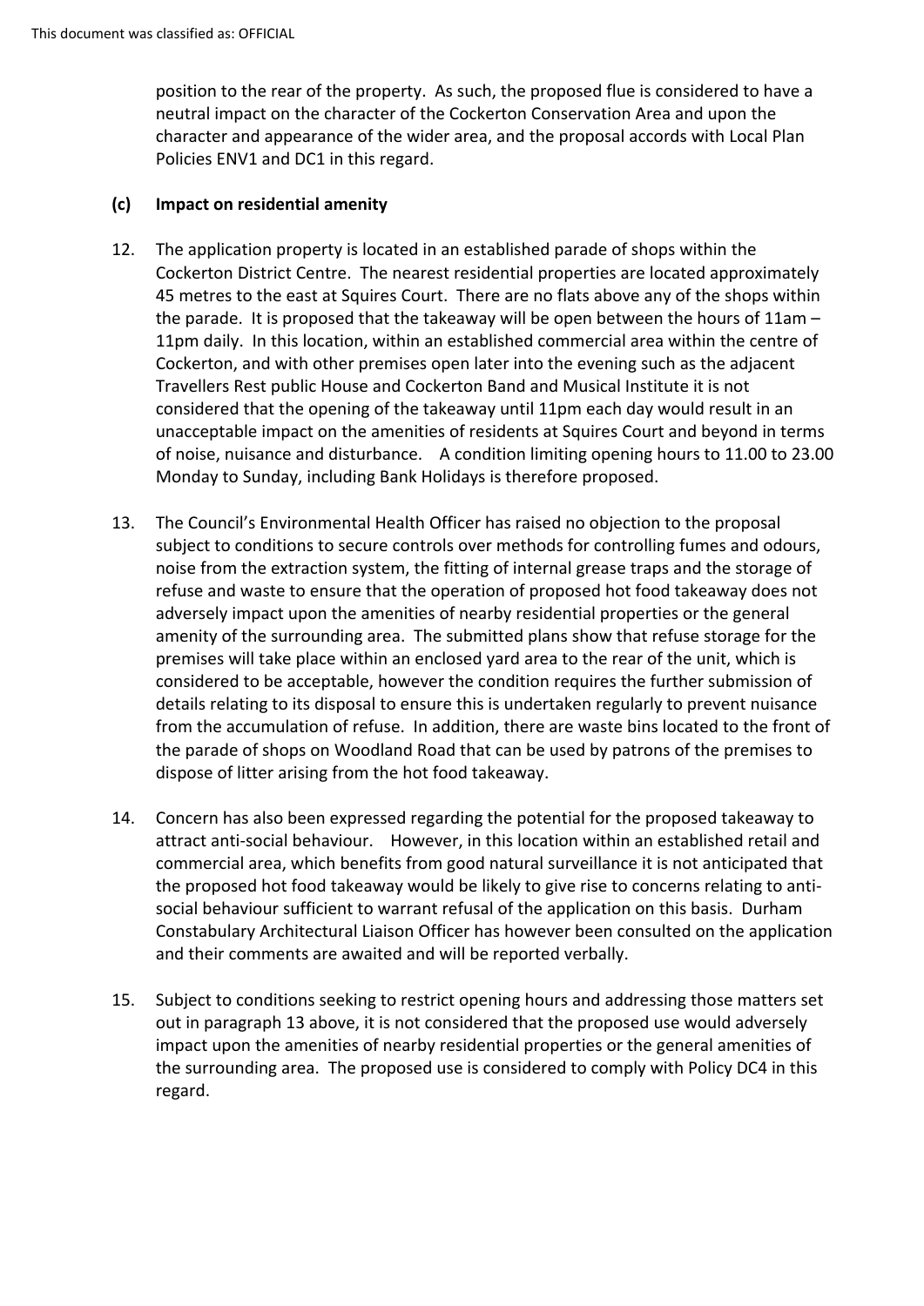position to the rear of the property. As such, the proposed flue is considered to have a neutral impact on the character of the Cockerton Conservation Area and upon the character and appearance of the wider area, and the proposal accords with Local Plan Policies ENV1 and DC1 in this regard.

**(c) Impact on residential amenity**

12. The application property is located in an established parade of shops within the Cockerton District Centre. The nearest residential properties are located approximately 45 metres to the east at Squires Court. There are no flats above any of the shops within the parade. It is proposed that the takeaway will be open between the hours of 11am – 11pm daily. In this location, within an established commercial area within the centre of Cockerton, and with other premises open later into the evening such as the adjacent Travellers Rest public House and Cockerton Band and Musical Institute it is not considered that the opening of the takeaway until 11pm each day would result in an unacceptable impact on the amenities of residents at Squires Court and beyond in terms of noise, nuisance and disturbance. A condition limiting opening hours to 11.00 to 23.00 Monday to Sunday, including Bank Holidays is therefore proposed.

13. The Council's Environmental Health Officer has raised no objection to the proposal subject to conditions to secure controls over methods for controlling fumes and odours, noise from the extraction system, the fitting of internal grease traps and the storage of refuse and waste to ensure that the operation of proposed hot food takeaway does not adversely impact upon the amenities of nearby residential properties or the general amenity of the surrounding area. The submitted plans show that refuse storage for the premises will take place within an enclosed yard area to the rear of the unit, which is considered to be acceptable, however the condition requires the further submission of details relating to its disposal to ensure this is undertaken regularly to prevent nuisance from the accumulation of refuse. In addition, there are waste bins located to the front of the parade of shops on Woodland Road that can be used by patrons of the premises to dispose of litter arising from the hot food takeaway.

14. Concern has also been expressed regarding the potential for the proposed takeaway to attract anti-social behaviour. However, in this location within an established retail and commercial area, which benefits from good natural surveillance it is not anticipated that the proposed hot food takeaway would be likely to give rise to concerns relating to anti-social behaviour sufficient to warrant refusal of the application on this basis. Durham Constabulary Architectural Liaison Officer has however been consulted on the application and their comments are awaited and will be reported verbally.

15. Subject to conditions seeking to restrict opening hours and addressing those matters set out in paragraph 13 above, it is not considered that the proposed use would adversely impact upon the amenities of nearby residential properties or the general amenities of the surrounding area. The proposed use is considered to comply with Policy DC4 in this regard.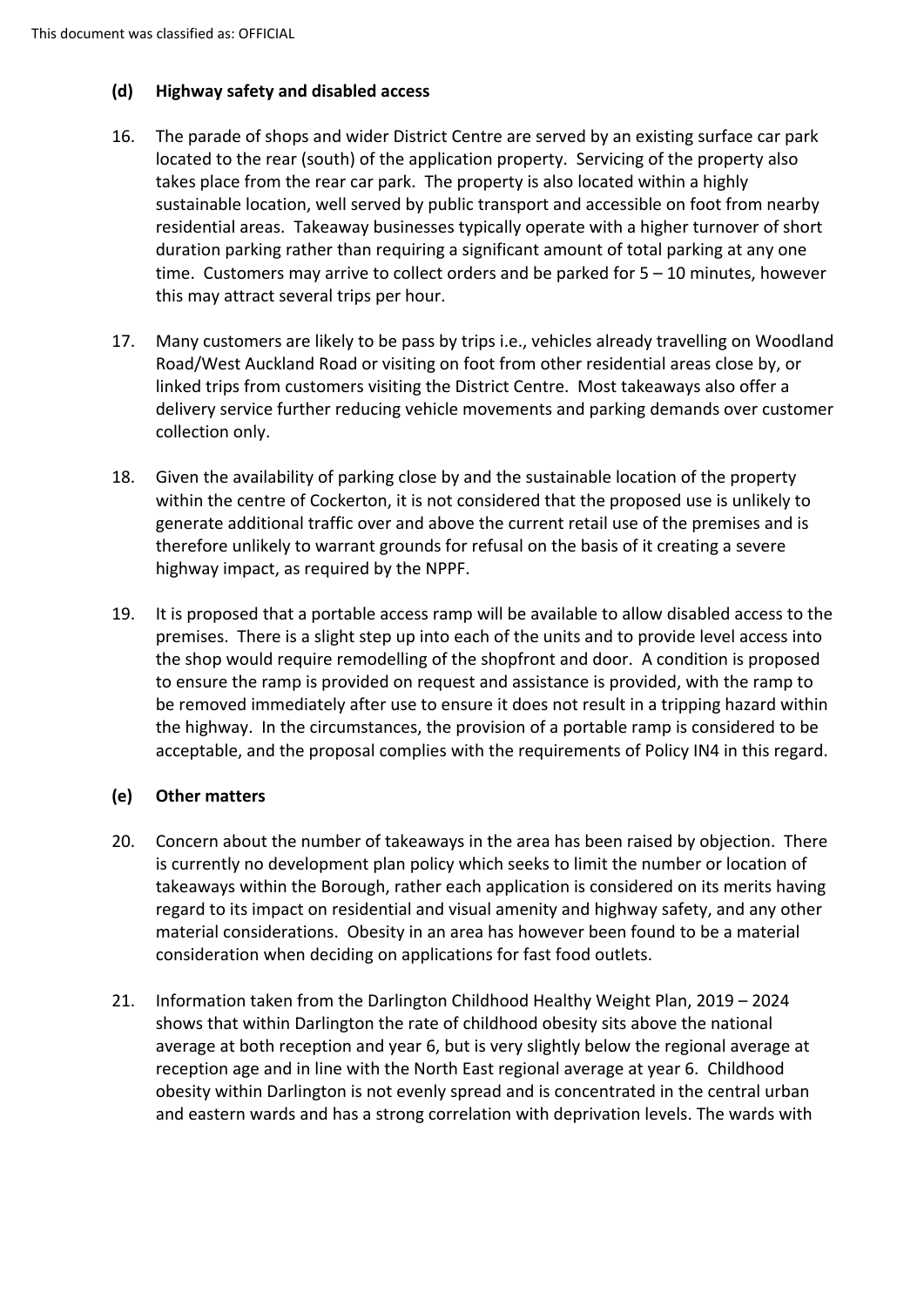### (d) Highway safety and disabled access

16. The parade of shops and wider District Centre are served by an existing surface car park located to the rear (south) of the application property. Servicing of the property also takes place from the rear car park. The property is also located within a highly sustainable location, well served by public transport and accessible on foot from nearby residential areas. Takeaway businesses typically operate with a higher turnover of short duration parking rather than requiring a significant amount of total parking at any one time. Customers may arrive to collect orders and be parked for 5 – 10 minutes, however this may attract several trips per hour.

17. Many customers are likely to be pass by trips i.e., vehicles already travelling on Woodland Road/West Auckland Road or visiting on foot from other residential areas close by, or linked trips from customers visiting the District Centre. Most takeaways also offer a delivery service further reducing vehicle movements and parking demands over customer collection only.

18. Given the availability of parking close by and the sustainable location of the property within the centre of Cockerton, it is not considered that the proposed use is unlikely to generate additional traffic over and above the current retail use of the premises and is therefore unlikely to warrant grounds for refusal on the basis of it creating a severe highway impact, as required by the NPPF.

19. It is proposed that a portable access ramp will be available to allow disabled access to the premises. There is a slight step up into each of the units and to provide level access into the shop would require remodelling of the shopfront and door. A condition is proposed to ensure the ramp is provided on request and assistance is provided, with the ramp to be removed immediately after use to ensure it does not result in a tripping hazard within the highway. In the circumstances, the provision of a portable ramp is considered to be acceptable, and the proposal complies with the requirements of Policy IN4 in this regard.

### (e) Other matters

20. Concern about the number of takeaways in the area has been raised by objection. There is currently no development plan policy which seeks to limit the number or location of takeaways within the Borough, rather each application is considered on its merits having regard to its impact on residential and visual amenity and highway safety, and any other material considerations. Obesity in an area has however been found to be a material consideration when deciding on applications for fast food outlets.

21. Information taken from the Darlington Childhood Healthy Weight Plan, 2019 – 2024 shows that within Darlington the rate of childhood obesity sits above the national average at both reception and year 6, but is very slightly below the regional average at reception age and in line with the North East regional average at year 6. Childhood obesity within Darlington is not evenly spread and is concentrated in the central urban and eastern wards and has a strong correlation with deprivation levels. The wards with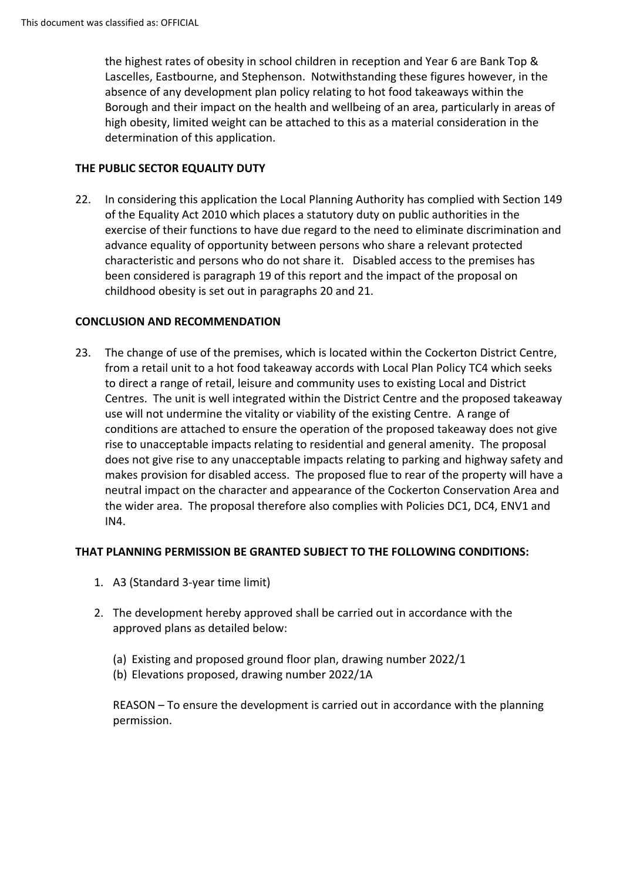the highest rates of obesity in school children in reception and Year 6 are Bank Top & Lascelles, Eastbourne, and Stephenson. Notwithstanding these figures however, in the absence of any development plan policy relating to hot food takeaways within the Borough and their impact on the health and wellbeing of an area, particularly in areas of high obesity, limited weight can be attached to this as a material consideration in the determination of this application.

**THE PUBLIC SECTOR EQUALITY DUTY**

22. In considering this application the Local Planning Authority has complied with Section 149 of the Equality Act 2010 which places a statutory duty on public authorities in the exercise of their functions to have due regard to the need to eliminate discrimination and advance equality of opportunity between persons who share a relevant protected characteristic and persons who do not share it. Disabled access to the premises has been considered is paragraph 19 of this report and the impact of the proposal on childhood obesity is set out in paragraphs 20 and 21.

**CONCLUSION AND RECOMMENDATION**

23. The change of use of the premises, which is located within the Cockerton District Centre, from a retail unit to a hot food takeaway accords with Local Plan Policy TC4 which seeks to direct a range of retail, leisure and community uses to existing Local and District Centres. The unit is well integrated within the District Centre and the proposed takeaway use will not undermine the vitality or viability of the existing Centre. A range of conditions are attached to ensure the operation of the proposed takeaway does not give rise to unacceptable impacts relating to residential and general amenity. The proposal does not give rise to any unacceptable impacts relating to parking and highway safety and makes provision for disabled access. The proposed flue to rear of the property will have a neutral impact on the character and appearance of the Cockerton Conservation Area and the wider area. The proposal therefore also complies with Policies DC1, DC4, ENV1 and IN4.

**THAT PLANNING PERMISSION BE GRANTED SUBJECT TO THE FOLLOWING CONDITIONS:**

1. A3 (Standard 3-year time limit)

2. The development hereby approved shall be carried out in accordance with the approved plans as detailed below:

   (a) Existing and proposed ground floor plan, drawing number 2022/1
   (b) Elevations proposed, drawing number 2022/1A

   REASON – To ensure the development is carried out in accordance with the planning permission.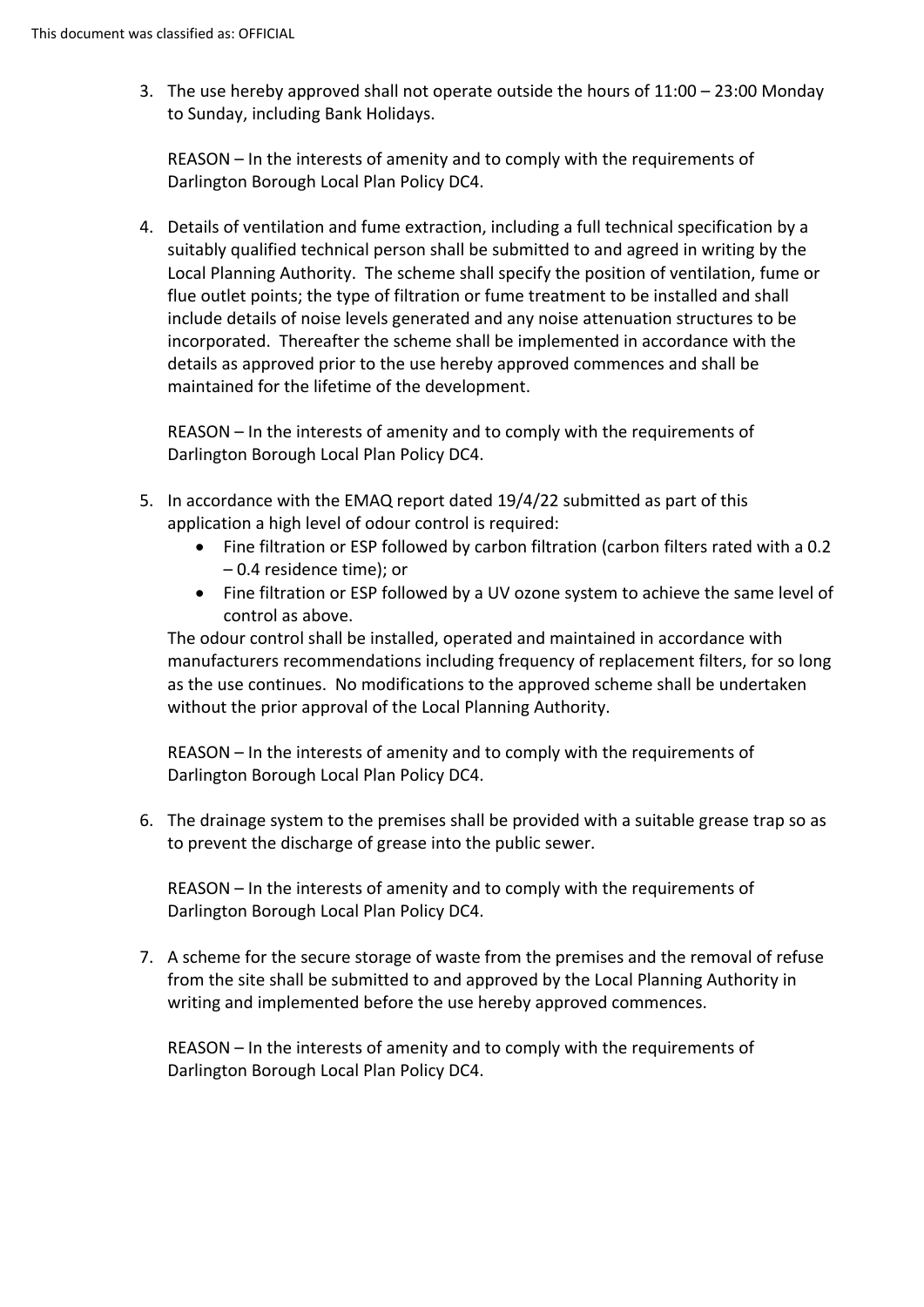3. The use hereby approved shall not operate outside the hours of 11:00 – 23:00 Monday to Sunday, including Bank Holidays.

   REASON – In the interests of amenity and to comply with the requirements of Darlington Borough Local Plan Policy DC4.

4. Details of ventilation and fume extraction, including a full technical specification by a suitably qualified technical person shall be submitted to and agreed in writing by the Local Planning Authority. The scheme shall specify the position of ventilation, fume or flue outlet points; the type of filtration or fume treatment to be installed and shall include details of noise levels generated and any noise attenuation structures to be incorporated. Thereafter the scheme shall be implemented in accordance with the details as approved prior to the use hereby approved commences and shall be maintained for the lifetime of the development.

   REASON – In the interests of amenity and to comply with the requirements of Darlington Borough Local Plan Policy DC4.

5. In accordance with the EMAQ report dated 19/4/22 submitted as part of this application a high level of odour control is required:
   - Fine filtration or ESP followed by carbon filtration (carbon filters rated with a 0.2 – 0.4 residence time); or
   - Fine filtration or ESP followed by a UV ozone system to achieve the same level of control as above.

   The odour control shall be installed, operated and maintained in accordance with manufacturers recommendations including frequency of replacement filters, for so long as the use continues. No modifications to the approved scheme shall be undertaken without the prior approval of the Local Planning Authority.

   REASON – In the interests of amenity and to comply with the requirements of Darlington Borough Local Plan Policy DC4.

6. The drainage system to the premises shall be provided with a suitable grease trap so as to prevent the discharge of grease into the public sewer.

   REASON – In the interests of amenity and to comply with the requirements of Darlington Borough Local Plan Policy DC4.

7. A scheme for the secure storage of waste from the premises and the removal of refuse from the site shall be submitted to and approved by the Local Planning Authority in writing and implemented before the use hereby approved commences.

   REASON – In the interests of amenity and to comply with the requirements of Darlington Borough Local Plan Policy DC4.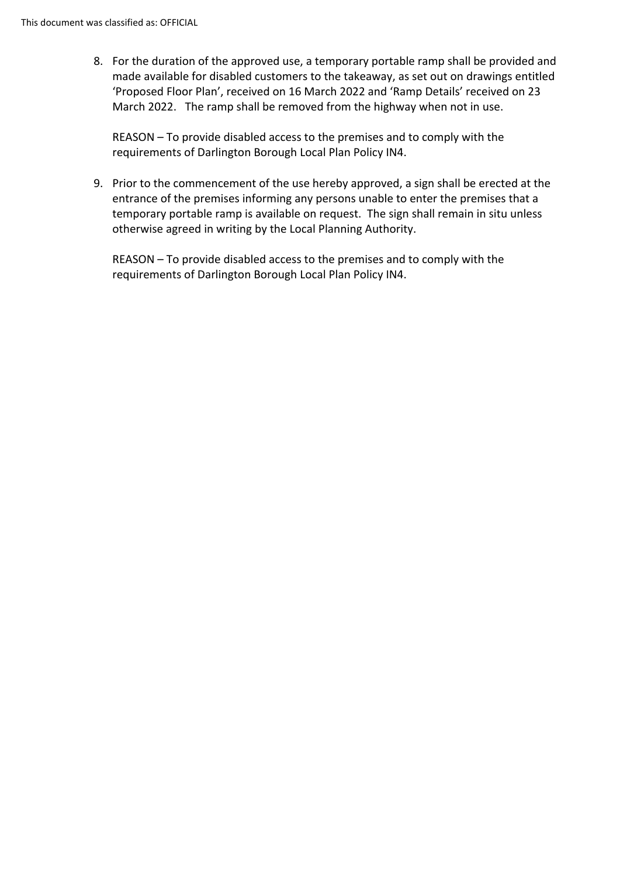8. For the duration of the approved use, a temporary portable ramp shall be provided and made available for disabled customers to the takeaway, as set out on drawings entitled 'Proposed Floor Plan', received on 16 March 2022 and 'Ramp Details' received on 23 March 2022. The ramp shall be removed from the highway when not in use.

   REASON – To provide disabled access to the premises and to comply with the requirements of Darlington Borough Local Plan Policy IN4.

9. Prior to the commencement of the use hereby approved, a sign shall be erected at the entrance of the premises informing any persons unable to enter the premises that a temporary portable ramp is available on request. The sign shall remain in situ unless otherwise agreed in writing by the Local Planning Authority.

   REASON – To provide disabled access to the premises and to comply with the requirements of Darlington Borough Local Plan Policy IN4.